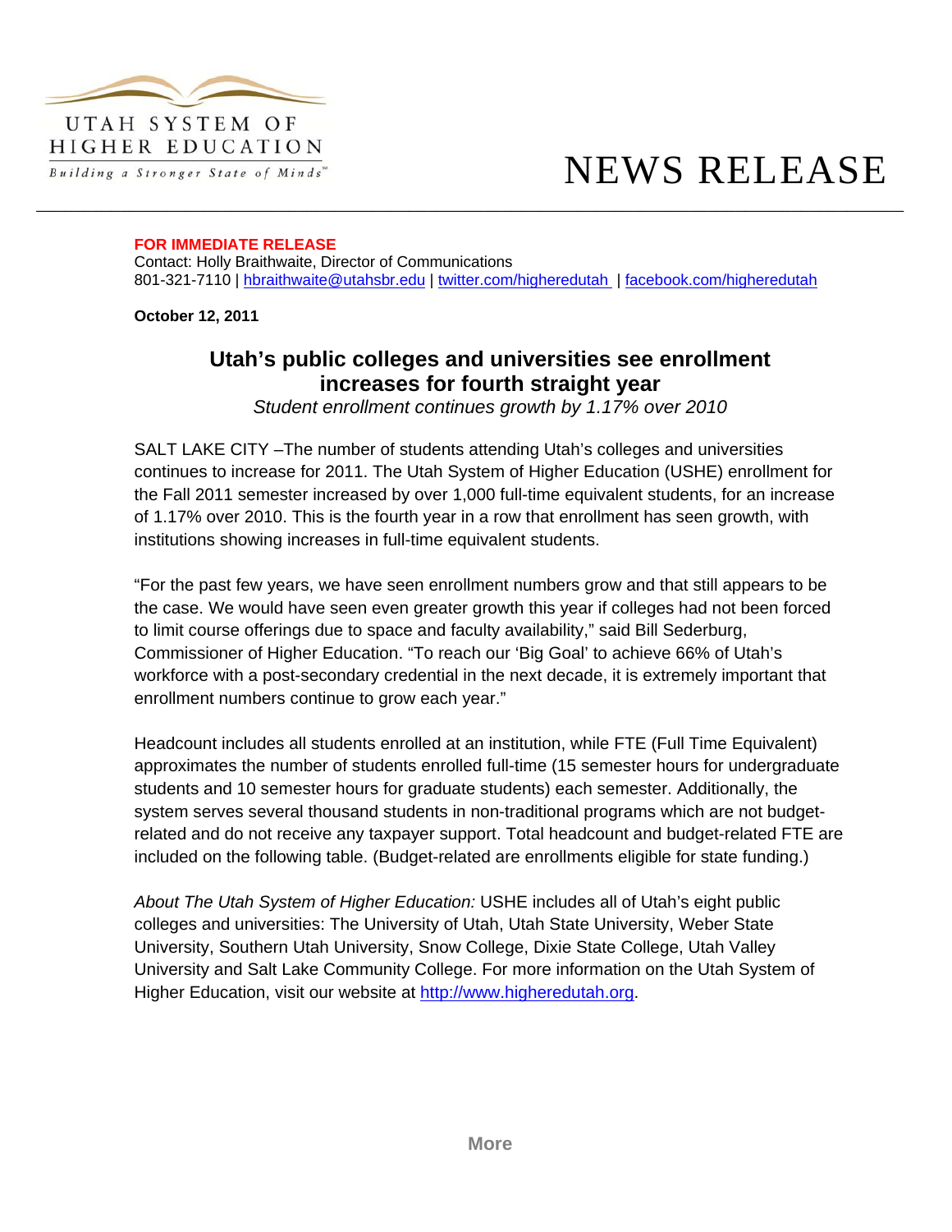UTAH SYSTEM OF HIGHER EDUCATION

*Building a Stronger State of Minds™*

# NEWS RELEASE

**FOR IMMEDIATE RELEASE**
Contact: Holly Braithwaite, Director of Communications
801-321-7110 | hbraithwaite@utahsbr.edu | twitter.com/higheredutah | facebook.com/higheredutah

**October 12, 2011**

## Utah's public colleges and universities see enrollment increases for fourth straight year

*Student enrollment continues growth by 1.17% over 2010*

SALT LAKE CITY –The number of students attending Utah's colleges and universities continues to increase for 2011. The Utah System of Higher Education (USHE) enrollment for the Fall 2011 semester increased by over 1,000 full-time equivalent students, for an increase of 1.17% over 2010. This is the fourth year in a row that enrollment has seen growth, with institutions showing increases in full-time equivalent students.

"For the past few years, we have seen enrollment numbers grow and that still appears to be the case. We would have seen even greater growth this year if colleges had not been forced to limit course offerings due to space and faculty availability," said Bill Sederburg, Commissioner of Higher Education. "To reach our 'Big Goal' to achieve 66% of Utah's workforce with a post-secondary credential in the next decade, it is extremely important that enrollment numbers continue to grow each year."

Headcount includes all students enrolled at an institution, while FTE (Full Time Equivalent) approximates the number of students enrolled full-time (15 semester hours for undergraduate students and 10 semester hours for graduate students) each semester. Additionally, the system serves several thousand students in non-traditional programs which are not budget-related and do not receive any taxpayer support. Total headcount and budget-related FTE are included on the following table. (Budget-related are enrollments eligible for state funding.)

*About The Utah System of Higher Education:* USHE includes all of Utah's eight public colleges and universities: The University of Utah, Utah State University, Weber State University, Southern Utah University, Snow College, Dixie State College, Utah Valley University and Salt Lake Community College. For more information on the Utah System of Higher Education, visit our website at http://www.higheredutah.org.

More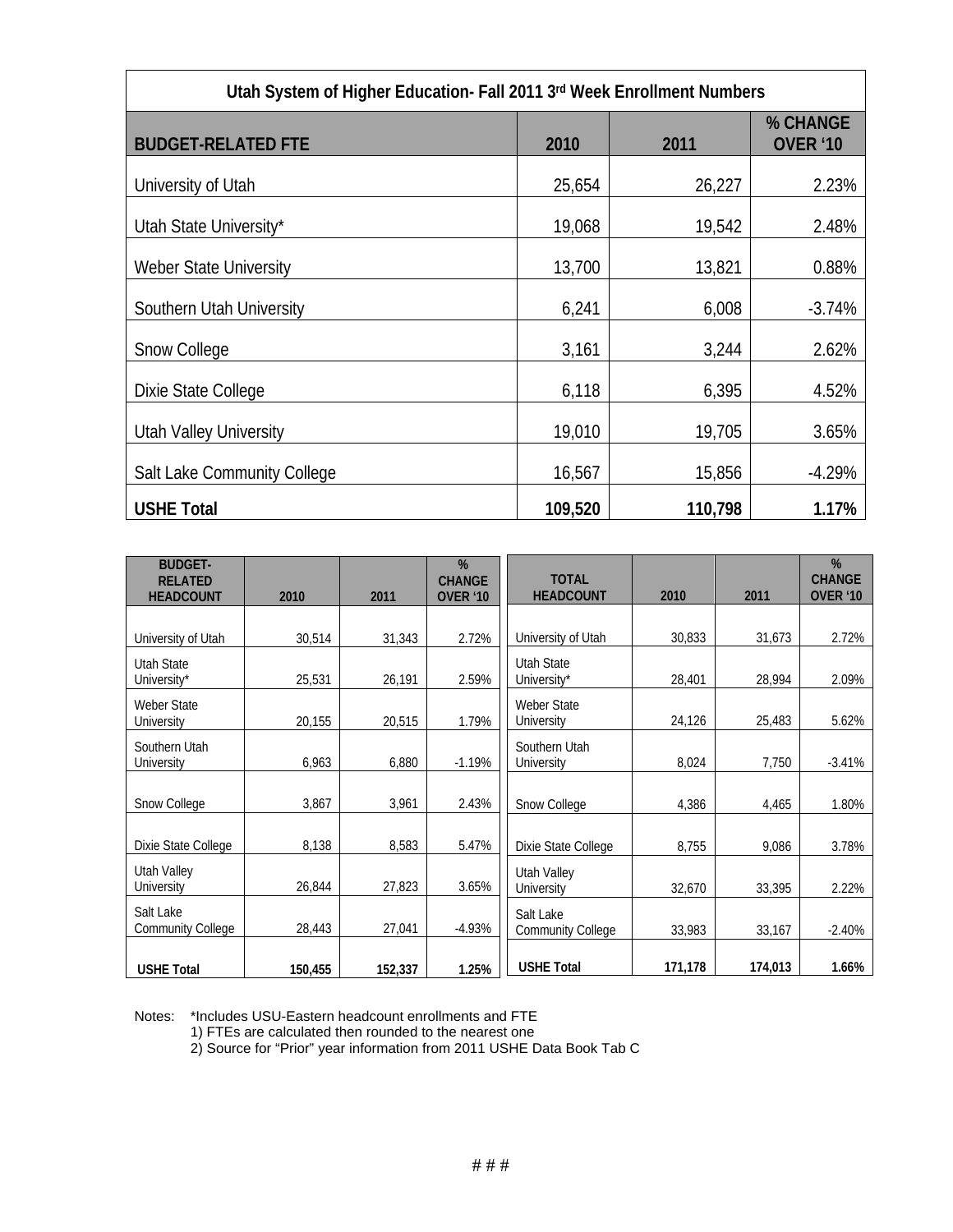| Utah System of Higher Education- Fall 2011 3rd Week Enrollment Numbers | | | |
|---|---|---|---|
| **BUDGET-RELATED FTE** | **2010** | **2011** | **% CHANGE OVER '10** |
| University of Utah | 25,654 | 26,227 | 2.23% |
| Utah State University* | 19,068 | 19,542 | 2.48% |
| Weber State University | 13,700 | 13,821 | 0.88% |
| Southern Utah University | 6,241 | 6,008 | -3.74% |
| Snow College | 3,161 | 3,244 | 2.62% |
| Dixie State College | 6,118 | 6,395 | 4.52% |
| Utah Valley University | 19,010 | 19,705 | 3.65% |
| Salt Lake Community College | 16,567 | 15,856 | -4.29% |
| **USHE Total** | **109,520** | **110,798** | **1.17%** |

| BUDGET-RELATED HEADCOUNT | 2010 | 2011 | % CHANGE OVER '10 |
|---|---|---|---|
| University of Utah | 30,514 | 31,343 | 2.72% |
| Utah State University* | 25,531 | 26,191 | 2.59% |
| Weber State University | 20,155 | 20,515 | 1.79% |
| Southern Utah University | 6,963 | 6,880 | -1.19% |
| Snow College | 3,867 | 3,961 | 2.43% |
| Dixie State College | 8,138 | 8,583 | 5.47% |
| Utah Valley University | 26,844 | 27,823 | 3.65% |
| Salt Lake Community College | 28,443 | 27,041 | -4.93% |
| **USHE Total** | **150,455** | **152,337** | **1.25%** |

| TOTAL HEADCOUNT | 2010 | 2011 | % CHANGE OVER '10 |
|---|---|---|---|
| University of Utah | 30,833 | 31,673 | 2.72% |
| Utah State University* | 28,401 | 28,994 | 2.09% |
| Weber State University | 24,126 | 25,483 | 5.62% |
| Southern Utah University | 8,024 | 7,750 | -3.41% |
| Snow College | 4,386 | 4,465 | 1.80% |
| Dixie State College | 8,755 | 9,086 | 3.78% |
| Utah Valley University | 32,670 | 33,395 | 2.22% |
| Salt Lake Community College | 33,983 | 33,167 | -2.40% |
| **USHE Total** | **171,178** | **174,013** | **1.66%** |

Notes: *Includes USU-Eastern headcount enrollments and FTE
1) FTEs are calculated then rounded to the nearest one
2) Source for "Prior" year information from 2011 USHE Data Book Tab C

# # #